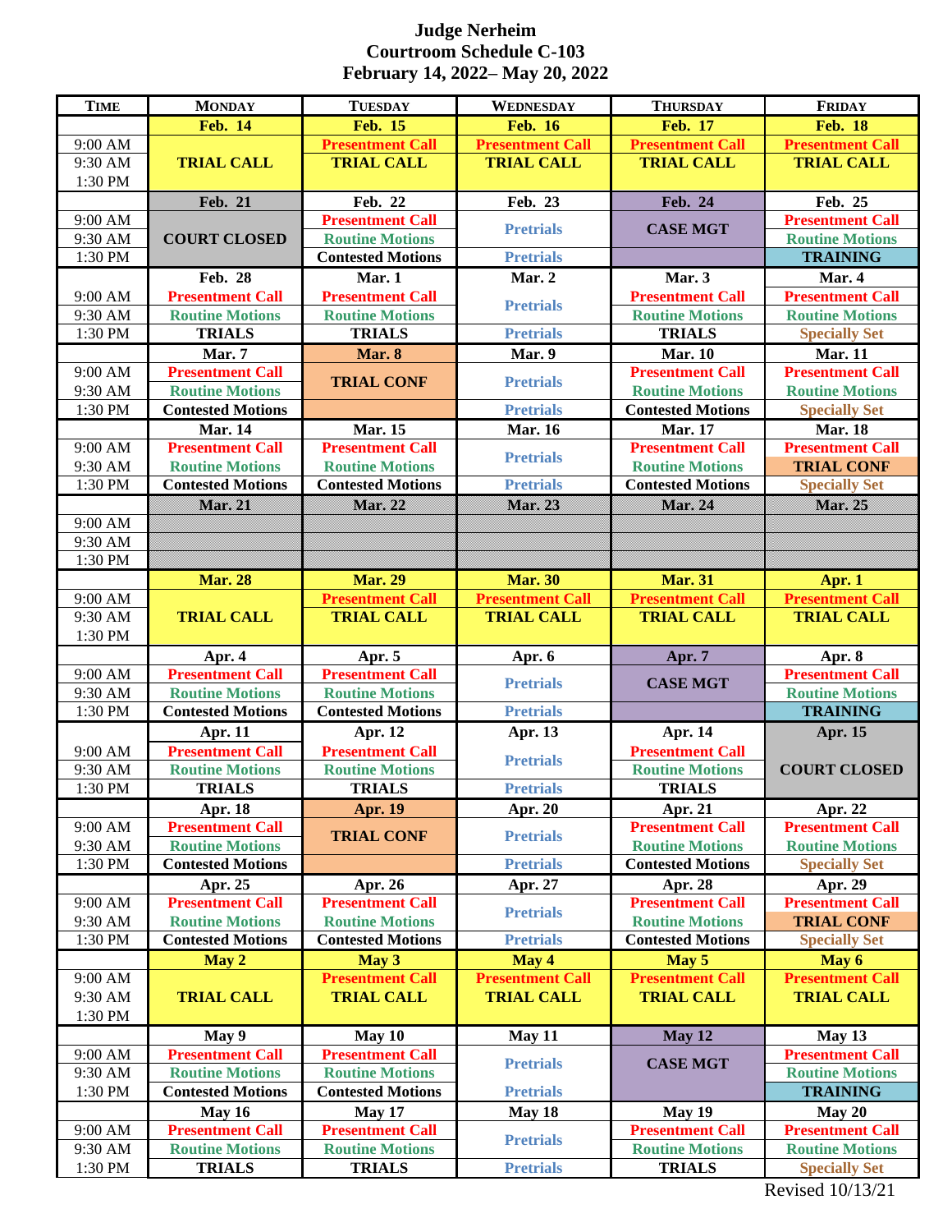# Judge Nerheim
## Courtroom Schedule C-103
## February 14, 2022– May 20, 2022

| TIME | MONDAY | TUESDAY | WEDNESDAY | THURSDAY | FRIDAY |
|---|---|---|---|---|---|
| | **Feb. 14** | **Feb. 15** | **Feb. 16** | **Feb. 17** | **Feb. 18** |
| 9:00 AM | TRIAL CALL | Presentment Call | Presentment Call | Presentment Call | Presentment Call |
| 9:30 AM | | TRIAL CALL | TRIAL CALL | TRIAL CALL | TRIAL CALL |
| 1:30 PM | | | | | |
| | **Feb. 21** | **Feb. 22** | **Feb. 23** | **Feb. 24** | **Feb. 25** |
| 9:00 AM | COURT CLOSED | Presentment Call | Pretrials | CASE MGT | Presentment Call |
| 9:30 AM | | Routine Motions | | | Routine Motions |
| 1:30 PM | | Contested Motions | Pretrials | | TRAINING |
| | **Feb. 28** | **Mar. 1** | **Mar. 2** | **Mar. 3** | **Mar. 4** |
| 9:00 AM | Presentment Call | Presentment Call | Pretrials | Presentment Call | Presentment Call |
| 9:30 AM | Routine Motions | Routine Motions | | Routine Motions | Routine Motions |
| 1:30 PM | TRIALS | TRIALS | Pretrials | TRIALS | Specially Set |
| | **Mar. 7** | **Mar. 8** | **Mar. 9** | **Mar. 10** | **Mar. 11** |
| 9:00 AM | Presentment Call | TRIAL CONF | Pretrials | Presentment Call | Presentment Call |
| 9:30 AM | Routine Motions | | | Routine Motions | Routine Motions |
| 1:30 PM | Contested Motions | | Pretrials | Contested Motions | Specially Set |
| | **Mar. 14** | **Mar. 15** | **Mar. 16** | **Mar. 17** | **Mar. 18** |
| 9:00 AM | Presentment Call | Presentment Call | Pretrials | Presentment Call | Presentment Call |
| 9:30 AM | Routine Motions | Routine Motions | | Routine Motions | TRIAL CONF |
| 1:30 PM | Contested Motions | Contested Motions | Pretrials | Contested Motions | Specially Set |
| | **Mar. 21** | **Mar. 22** | **Mar. 23** | **Mar. 24** | **Mar. 25** |
| 9:00 AM | | | | | |
| 9:30 AM | | | | | |
| 1:30 PM | | | | | |
| | **Mar. 28** | **Mar. 29** | **Mar. 30** | **Mar. 31** | **Apr. 1** |
| 9:00 AM | TRIAL CALL | Presentment Call | Presentment Call | Presentment Call | Presentment Call |
| 9:30 AM | | TRIAL CALL | TRIAL CALL | TRIAL CALL | TRIAL CALL |
| 1:30 PM | | | | | |
| | **Apr. 4** | **Apr. 5** | **Apr. 6** | **Apr. 7** | **Apr. 8** |
| 9:00 AM | Presentment Call | Presentment Call | Pretrials | CASE MGT | Presentment Call |
| 9:30 AM | Routine Motions | Routine Motions | | | Routine Motions |
| 1:30 PM | Contested Motions | Contested Motions | Pretrials | | TRAINING |
| | **Apr. 11** | **Apr. 12** | **Apr. 13** | **Apr. 14** | **Apr. 15** |
| 9:00 AM | Presentment Call | Presentment Call | Pretrials | Presentment Call | COURT CLOSED |
| 9:30 AM | Routine Motions | Routine Motions | | Routine Motions | |
| 1:30 PM | TRIALS | TRIALS | Pretrials | TRIALS | |
| | **Apr. 18** | **Apr. 19** | **Apr. 20** | **Apr. 21** | **Apr. 22** |
| 9:00 AM | Presentment Call | TRIAL CONF | Pretrials | Presentment Call | Presentment Call |
| 9:30 AM | Routine Motions | | | Routine Motions | Routine Motions |
| 1:30 PM | Contested Motions | | Pretrials | Contested Motions | Specially Set |
| | **Apr. 25** | **Apr. 26** | **Apr. 27** | **Apr. 28** | **Apr. 29** |
| 9:00 AM | Presentment Call | Presentment Call | Pretrials | Presentment Call | Presentment Call |
| 9:30 AM | Routine Motions | Routine Motions | | Routine Motions | TRIAL CONF |
| 1:30 PM | Contested Motions | Contested Motions | Pretrials | Contested Motions | Specially Set |
| | **May 2** | **May 3** | **May 4** | **May 5** | **May 6** |
| 9:00 AM | TRIAL CALL | Presentment Call | Presentment Call | Presentment Call | Presentment Call |
| 9:30 AM | | TRIAL CALL | TRIAL CALL | TRIAL CALL | TRIAL CALL |
| 1:30 PM | | | | | |
| | **May 9** | **May 10** | **May 11** | **May 12** | **May 13** |
| 9:00 AM | Presentment Call | Presentment Call | Pretrials | CASE MGT | Presentment Call |
| 9:30 AM | Routine Motions | Routine Motions | | | Routine Motions |
| 1:30 PM | Contested Motions | Contested Motions | Pretrials | | TRAINING |
| | **May 16** | **May 17** | **May 18** | **May 19** | **May 20** |
| 9:00 AM | Presentment Call | Presentment Call | Pretrials | Presentment Call | Presentment Call |
| 9:30 AM | Routine Motions | Routine Motions | | Routine Motions | Routine Motions |
| 1:30 PM | TRIALS | TRIALS | Pretrials | TRIALS | Specially Set |

Revised 10/13/21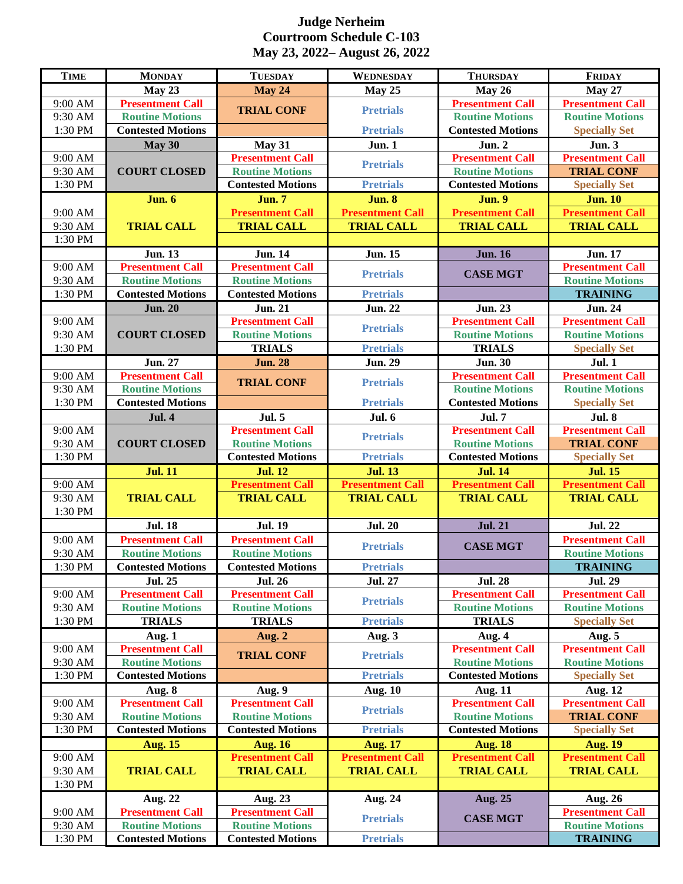# Judge Nerheim
## Courtroom Schedule C-103
## May 23, 2022– August 26, 2022

| Time | Monday | Tuesday | Wednesday | Thursday | Friday |
|---|---|---|---|---|---|
| | May 23 | May 24 | May 25 | May 26 | May 27 |
| 9:00 AM | Presentment Call | TRIAL CONF | Pretrials | Presentment Call | Presentment Call |
| 9:30 AM | Routine Motions | | | Routine Motions | Routine Motions |
| 1:30 PM | Contested Motions | | Pretrials | Contested Motions | Specially Set |
| | May 30 | May 31 | Jun. 1 | Jun. 2 | Jun. 3 |
| 9:00 AM | COURT CLOSED | Presentment Call | Pretrials | Presentment Call | Presentment Call |
| 9:30 AM | | Routine Motions | | Routine Motions | TRIAL CONF |
| 1:30 PM | | Contested Motions | Pretrials | Contested Motions | Specially Set |
| | Jun. 6 | Jun. 7 | Jun. 8 | Jun. 9 | Jun. 10 |
| 9:00 AM | TRIAL CALL | Presentment Call | Presentment Call | Presentment Call | Presentment Call |
| 9:30 AM | | TRIAL CALL | TRIAL CALL | TRIAL CALL | TRIAL CALL |
| 1:30 PM | | | | | |
| | Jun. 13 | Jun. 14 | Jun. 15 | Jun. 16 | Jun. 17 |
| 9:00 AM | Presentment Call | Presentment Call | Pretrials | CASE MGT | Presentment Call |
| 9:30 AM | Routine Motions | Routine Motions | | | Routine Motions |
| 1:30 PM | Contested Motions | Contested Motions | Pretrials | | TRAINING |
| | Jun. 20 | Jun. 21 | Jun. 22 | Jun. 23 | Jun. 24 |
| 9:00 AM | COURT CLOSED | Presentment Call | Pretrials | Presentment Call | Presentment Call |
| 9:30 AM | | Routine Motions | | Routine Motions | Routine Motions |
| 1:30 PM | | TRIALS | Pretrials | TRIALS | Specially Set |
| | Jun. 27 | Jun. 28 | Jun. 29 | Jun. 30 | Jul. 1 |
| 9:00 AM | Presentment Call | TRIAL CONF | Pretrials | Presentment Call | Presentment Call |
| 9:30 AM | Routine Motions | | | Routine Motions | Routine Motions |
| 1:30 PM | Contested Motions | | Pretrials | Contested Motions | Specially Set |
| | Jul. 4 | Jul. 5 | Jul. 6 | Jul. 7 | Jul. 8 |
| 9:00 AM | COURT CLOSED | Presentment Call | Pretrials | Presentment Call | Presentment Call |
| 9:30 AM | | Routine Motions | | Routine Motions | TRIAL CONF |
| 1:30 PM | | Contested Motions | Pretrials | Contested Motions | Specially Set |
| | Jul. 11 | Jul. 12 | Jul. 13 | Jul. 14 | Jul. 15 |
| 9:00 AM | TRIAL CALL | Presentment Call | Presentment Call | Presentment Call | Presentment Call |
| 9:30 AM | | TRIAL CALL | TRIAL CALL | TRIAL CALL | TRIAL CALL |
| 1:30 PM | | | | | |
| | Jul. 18 | Jul. 19 | Jul. 20 | Jul. 21 | Jul. 22 |
| 9:00 AM | Presentment Call | Presentment Call | Pretrials | CASE MGT | Presentment Call |
| 9:30 AM | Routine Motions | Routine Motions | | | Routine Motions |
| 1:30 PM | Contested Motions | Contested Motions | Pretrials | | TRAINING |
| | Jul. 25 | Jul. 26 | Jul. 27 | Jul. 28 | Jul. 29 |
| 9:00 AM | Presentment Call | Presentment Call | Pretrials | Presentment Call | Presentment Call |
| 9:30 AM | Routine Motions | Routine Motions | | Routine Motions | Routine Motions |
| 1:30 PM | TRIALS | TRIALS | Pretrials | TRIALS | Specially Set |
| | Aug. 1 | Aug. 2 | Aug. 3 | Aug. 4 | Aug. 5 |
| 9:00 AM | Presentment Call | TRIAL CONF | Pretrials | Presentment Call | Presentment Call |
| 9:30 AM | Routine Motions | | | Routine Motions | Routine Motions |
| 1:30 PM | Contested Motions | | Pretrials | Contested Motions | Specially Set |
| | Aug. 8 | Aug. 9 | Aug. 10 | Aug. 11 | Aug. 12 |
| 9:00 AM | Presentment Call | Presentment Call | Pretrials | Presentment Call | Presentment Call |
| 9:30 AM | Routine Motions | Routine Motions | | Routine Motions | TRIAL CONF |
| 1:30 PM | Contested Motions | Contested Motions | Pretrials | Contested Motions | Specially Set |
| | Aug. 15 | Aug. 16 | Aug. 17 | Aug. 18 | Aug. 19 |
| 9:00 AM | TRIAL CALL | Presentment Call | Presentment Call | Presentment Call | Presentment Call |
| 9:30 AM | | TRIAL CALL | TRIAL CALL | TRIAL CALL | TRIAL CALL |
| 1:30 PM | | | | | |
| | Aug. 22 | Aug. 23 | Aug. 24 | Aug. 25 | Aug. 26 |
| 9:00 AM | Presentment Call | Presentment Call | Pretrials | CASE MGT | Presentment Call |
| 9:30 AM | Routine Motions | Routine Motions | | | Routine Motions |
| 1:30 PM | Contested Motions | Contested Motions | Pretrials | | TRAINING |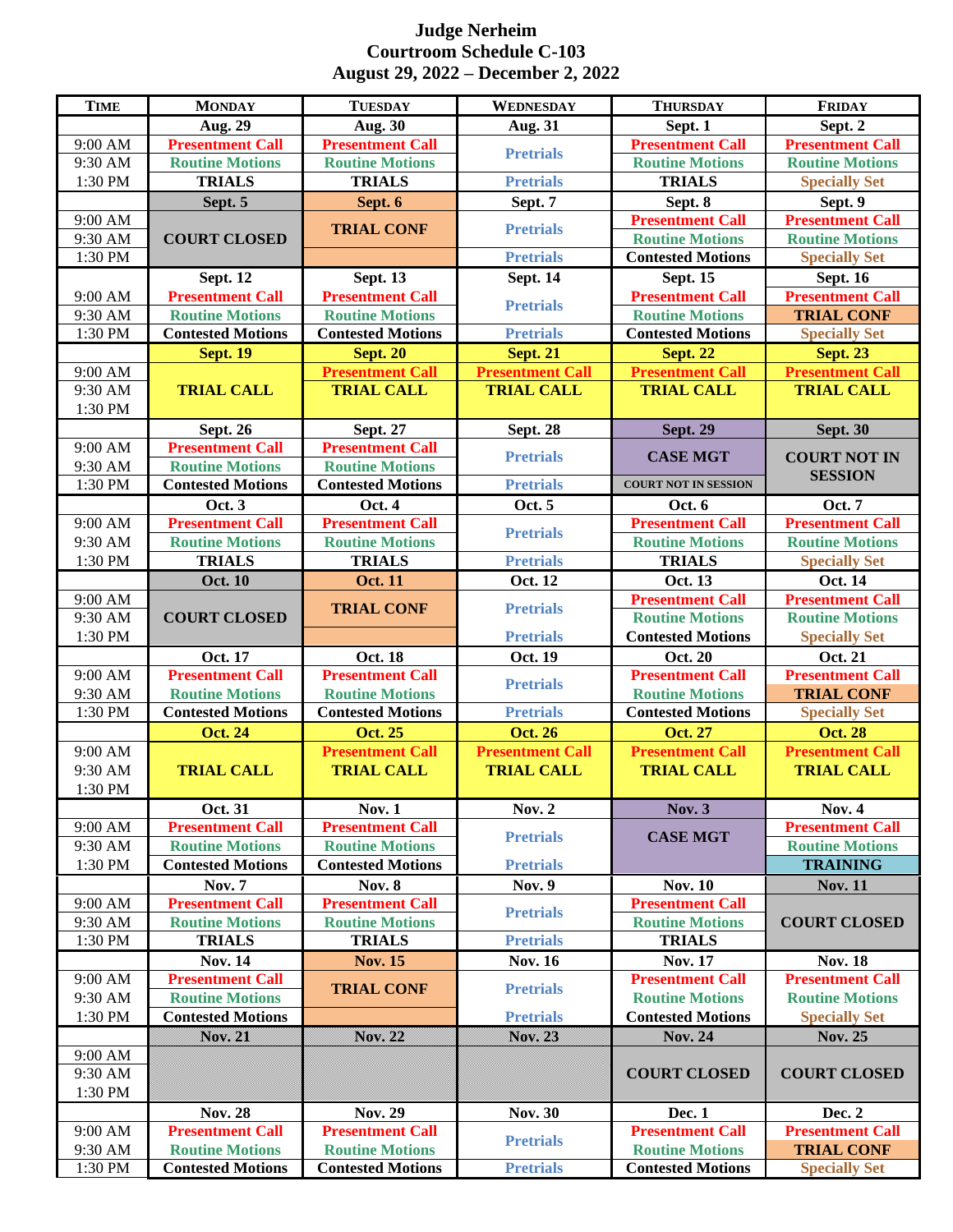# Judge Nerheim
## Courtroom Schedule C-103
## August 29, 2022 – December 2, 2022

| Time | Monday | Tuesday | Wednesday | Thursday | Friday |
|---|---|---|---|---|---|
| | **Aug. 29** | **Aug. 30** | **Aug. 31** | **Sept. 1** | **Sept. 2** |
| 9:00 AM | Presentment Call | Presentment Call | Pretrials | Presentment Call | Presentment Call |
| 9:30 AM | Routine Motions | Routine Motions | | Routine Motions | Routine Motions |
| 1:30 PM | TRIALS | TRIALS | Pretrials | TRIALS | Specially Set |
| | **Sept. 5** | **Sept. 6** | **Sept. 7** | **Sept. 8** | **Sept. 9** |
| 9:00 AM | COURT CLOSED | TRIAL CONF | Pretrials | Presentment Call | Presentment Call |
| 9:30 AM | | | | Routine Motions | Routine Motions |
| 1:30 PM | | | Pretrials | Contested Motions | Specially Set |
| | **Sept. 12** | **Sept. 13** | **Sept. 14** | **Sept. 15** | **Sept. 16** |
| 9:00 AM | Presentment Call | Presentment Call | Pretrials | Presentment Call | Presentment Call |
| 9:30 AM | Routine Motions | Routine Motions | | Routine Motions | TRIAL CONF |
| 1:30 PM | Contested Motions | Contested Motions | Pretrials | Contested Motions | Specially Set |
| | **Sept. 19** | **Sept. 20** | **Sept. 21** | **Sept. 22** | **Sept. 23** |
| 9:00 AM | TRIAL CALL | Presentment Call | Presentment Call | Presentment Call | Presentment Call |
| 9:30 AM | | TRIAL CALL | TRIAL CALL | TRIAL CALL | TRIAL CALL |
| 1:30 PM | | | | | |
| | **Sept. 26** | **Sept. 27** | **Sept. 28** | **Sept. 29** | **Sept. 30** |
| 9:00 AM | Presentment Call | Presentment Call | Pretrials | CASE MGT | COURT NOT IN SESSION |
| 9:30 AM | Routine Motions | Routine Motions | | | |
| 1:30 PM | Contested Motions | Contested Motions | Pretrials | COURT NOT IN SESSION | |
| | **Oct. 3** | **Oct. 4** | **Oct. 5** | **Oct. 6** | **Oct. 7** |
| 9:00 AM | Presentment Call | Presentment Call | Pretrials | Presentment Call | Presentment Call |
| 9:30 AM | Routine Motions | Routine Motions | | Routine Motions | Routine Motions |
| 1:30 PM | TRIALS | TRIALS | Pretrials | TRIALS | Specially Set |
| | **Oct. 10** | **Oct. 11** | **Oct. 12** | **Oct. 13** | **Oct. 14** |
| 9:00 AM | COURT CLOSED | TRIAL CONF | Pretrials | Presentment Call | Presentment Call |
| 9:30 AM | | | | Routine Motions | Routine Motions |
| 1:30 PM | | | Pretrials | Contested Motions | Specially Set |
| | **Oct. 17** | **Oct. 18** | **Oct. 19** | **Oct. 20** | **Oct. 21** |
| 9:00 AM | Presentment Call | Presentment Call | Pretrials | Presentment Call | Presentment Call |
| 9:30 AM | Routine Motions | Routine Motions | | Routine Motions | TRIAL CONF |
| 1:30 PM | Contested Motions | Contested Motions | Pretrials | Contested Motions | Specially Set |
| | **Oct. 24** | **Oct. 25** | **Oct. 26** | **Oct. 27** | **Oct. 28** |
| 9:00 AM | TRIAL CALL | Presentment Call | Presentment Call | Presentment Call | Presentment Call |
| 9:30 AM | | TRIAL CALL | TRIAL CALL | TRIAL CALL | TRIAL CALL |
| 1:30 PM | | | | | |
| | **Oct. 31** | **Nov. 1** | **Nov. 2** | **Nov. 3** | **Nov. 4** |
| 9:00 AM | Presentment Call | Presentment Call | Pretrials | CASE MGT | Presentment Call |
| 9:30 AM | Routine Motions | Routine Motions | | | Routine Motions |
| 1:30 PM | Contested Motions | Contested Motions | Pretrials | | TRAINING |
| | **Nov. 7** | **Nov. 8** | **Nov. 9** | **Nov. 10** | **Nov. 11** |
| 9:00 AM | Presentment Call | Presentment Call | Pretrials | Presentment Call | COURT CLOSED |
| 9:30 AM | Routine Motions | Routine Motions | | Routine Motions | |
| 1:30 PM | TRIALS | TRIALS | Pretrials | TRIALS | |
| | **Nov. 14** | **Nov. 15** | **Nov. 16** | **Nov. 17** | **Nov. 18** |
| 9:00 AM | Presentment Call | TRIAL CONF | Pretrials | Presentment Call | Presentment Call |
| 9:30 AM | Routine Motions | | | Routine Motions | Routine Motions |
| 1:30 PM | Contested Motions | | Pretrials | Contested Motions | Specially Set |
| | **Nov. 21** | **Nov. 22** | **Nov. 23** | **Nov. 24** | **Nov. 25** |
| 9:00 AM | | | | COURT CLOSED | COURT CLOSED |
| 9:30 AM | | | | | |
| 1:30 PM | | | | | |
| | **Nov. 28** | **Nov. 29** | **Nov. 30** | **Dec. 1** | **Dec. 2** |
| 9:00 AM | Presentment Call | Presentment Call | Pretrials | Presentment Call | Presentment Call |
| 9:30 AM | Routine Motions | Routine Motions | | Routine Motions | TRIAL CONF |
| 1:30 PM | Contested Motions | Contested Motions | Pretrials | Contested Motions | Specially Set |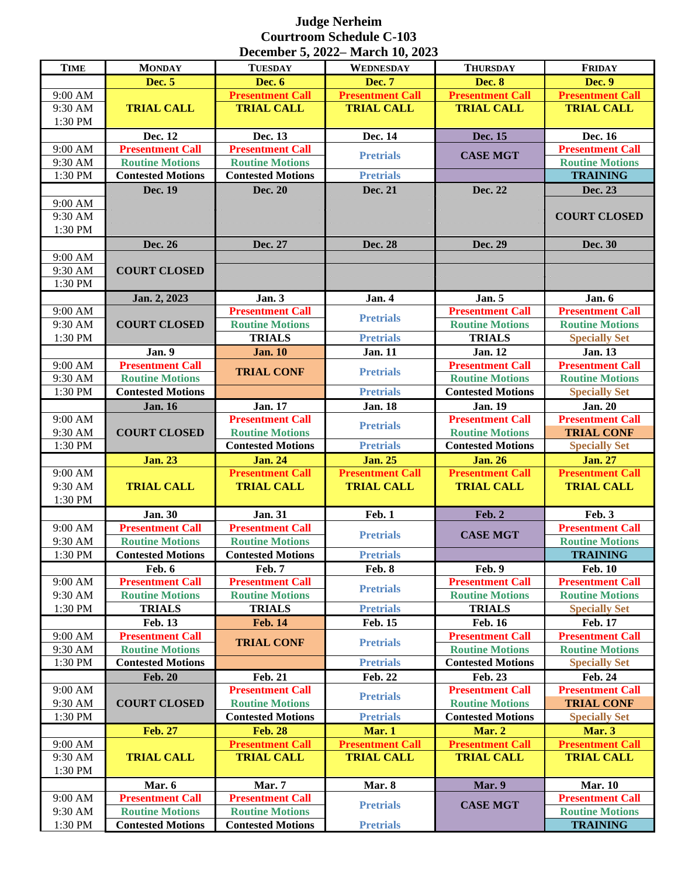# Judge Nerheim
## Courtroom Schedule C-103
## December 5, 2022– March 10, 2023

| TIME | MONDAY | TUESDAY | WEDNESDAY | THURSDAY | FRIDAY |
|---|---|---|---|---|---|
| | Dec. 5 | Dec. 6 | Dec. 7 | Dec. 8 | Dec. 9 |
| 9:00 AM | TRIAL CALL | Presentment Call | Presentment Call | Presentment Call | Presentment Call |
| 9:30 AM | | TRIAL CALL | TRIAL CALL | TRIAL CALL | TRIAL CALL |
| 1:30 PM | | | | | |
| | Dec. 12 | Dec. 13 | Dec. 14 | Dec. 15 | Dec. 16 |
| 9:00 AM | Presentment Call | Presentment Call | Pretrials | CASE MGT | Presentment Call |
| 9:30 AM | Routine Motions | Routine Motions | | | Routine Motions |
| 1:30 PM | Contested Motions | Contested Motions | Pretrials | | TRAINING |
| | Dec. 19 | Dec. 20 | Dec. 21 | Dec. 22 | Dec. 23 |
| 9:00 AM | | | | | COURT CLOSED |
| 9:30 AM | | | | | |
| 1:30 PM | | | | | |
| | Dec. 26 | Dec. 27 | Dec. 28 | Dec. 29 | Dec. 30 |
| 9:00 AM | COURT CLOSED | | | | |
| 9:30 AM | | | | | |
| 1:30 PM | | | | | |
| | Jan. 2, 2023 | Jan. 3 | Jan. 4 | Jan. 5 | Jan. 6 |
| 9:00 AM | COURT CLOSED | Presentment Call | Pretrials | Presentment Call | Presentment Call |
| 9:30 AM | | Routine Motions | | Routine Motions | Routine Motions |
| 1:30 PM | | TRIALS | Pretrials | TRIALS | Specially Set |
| | Jan. 9 | Jan. 10 | Jan. 11 | Jan. 12 | Jan. 13 |
| 9:00 AM | Presentment Call | TRIAL CONF | Pretrials | Presentment Call | Presentment Call |
| 9:30 AM | Routine Motions | | | Routine Motions | Routine Motions |
| 1:30 PM | Contested Motions | | Pretrials | Contested Motions | Specially Set |
| | Jan. 16 | Jan. 17 | Jan. 18 | Jan. 19 | Jan. 20 |
| 9:00 AM | COURT CLOSED | Presentment Call | Pretrials | Presentment Call | Presentment Call |
| 9:30 AM | | Routine Motions | | Routine Motions | TRIAL CONF |
| 1:30 PM | | Contested Motions | Pretrials | Contested Motions | Specially Set |
| | Jan. 23 | Jan. 24 | Jan. 25 | Jan. 26 | Jan. 27 |
| 9:00 AM | TRIAL CALL | Presentment Call | Presentment Call | Presentment Call | Presentment Call |
| 9:30 AM | | TRIAL CALL | TRIAL CALL | TRIAL CALL | TRIAL CALL |
| 1:30 PM | | | | | |
| | Jan. 30 | Jan. 31 | Feb. 1 | Feb. 2 | Feb. 3 |
| 9:00 AM | Presentment Call | Presentment Call | Pretrials | CASE MGT | Presentment Call |
| 9:30 AM | Routine Motions | Routine Motions | | | Routine Motions |
| 1:30 PM | Contested Motions | Contested Motions | Pretrials | | TRAINING |
| | Feb. 6 | Feb. 7 | Feb. 8 | Feb. 9 | Feb. 10 |
| 9:00 AM | Presentment Call | Presentment Call | Pretrials | Presentment Call | Presentment Call |
| 9:30 AM | Routine Motions | Routine Motions | | Routine Motions | Routine Motions |
| 1:30 PM | TRIALS | TRIALS | Pretrials | TRIALS | Specially Set |
| | Feb. 13 | Feb. 14 | Feb. 15 | Feb. 16 | Feb. 17 |
| 9:00 AM | Presentment Call | TRIAL CONF | Pretrials | Presentment Call | Presentment Call |
| 9:30 AM | Routine Motions | | | Routine Motions | Routine Motions |
| 1:30 PM | Contested Motions | | Pretrials | Contested Motions | Specially Set |
| | Feb. 20 | Feb. 21 | Feb. 22 | Feb. 23 | Feb. 24 |
| 9:00 AM | COURT CLOSED | Presentment Call | Pretrials | Presentment Call | Presentment Call |
| 9:30 AM | | Routine Motions | | Routine Motions | TRIAL CONF |
| 1:30 PM | | Contested Motions | Pretrials | Contested Motions | Specially Set |
| | Feb. 27 | Feb. 28 | Mar. 1 | Mar. 2 | Mar. 3 |
| 9:00 AM | TRIAL CALL | Presentment Call | Presentment Call | Presentment Call | Presentment Call |
| 9:30 AM | | TRIAL CALL | TRIAL CALL | TRIAL CALL | TRIAL CALL |
| 1:30 PM | | | | | |
| | Mar. 6 | Mar. 7 | Mar. 8 | Mar. 9 | Mar. 10 |
| 9:00 AM | Presentment Call | Presentment Call | Pretrials | CASE MGT | Presentment Call |
| 9:30 AM | Routine Motions | Routine Motions | | | Routine Motions |
| 1:30 PM | Contested Motions | Contested Motions | Pretrials | | TRAINING |